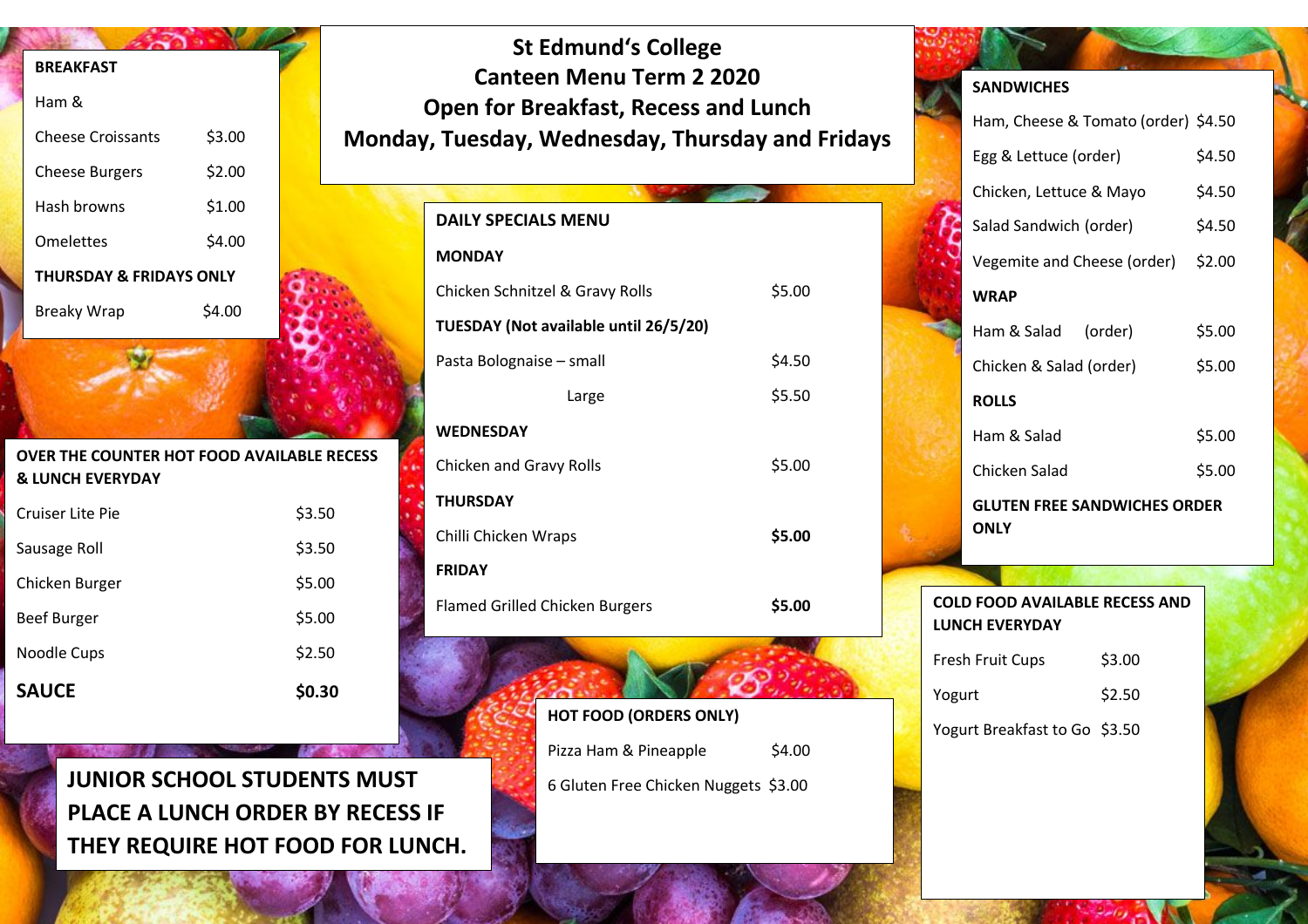# St Edmund's College
# Canteen Menu Term 2 2020
## Open for Breakfast, Recess and Lunch
## Monday, Tuesday, Wednesday, Thursday and Fridays

### BREAKFAST

| | |
|---|---|
| Ham & | |
| Cheese Croissants | $3.00 |
| Cheese Burgers | $2.00 |
| Hash browns | $1.00 |
| Omelettes | $4.00 |
| **THURSDAY & FRIDAYS ONLY** | |
| Breaky Wrap | $4.00 |

### OVER THE COUNTER HOT FOOD AVAILABLE RECESS & LUNCH EVERYDAY

| | |
|---|---|
| Cruiser Lite Pie | $3.50 |
| Sausage Roll | $3.50 |
| Chicken Burger | $5.00 |
| Beef Burger | $5.00 |
| Noodle Cups | $2.50 |
| **SAUCE** | **$0.30** |

**JUNIOR SCHOOL STUDENTS MUST PLACE A LUNCH ORDER BY RECESS IF THEY REQUIRE HOT FOOD FOR LUNCH.**

### DAILY SPECIALS MENU

| | |
|---|---|
| **MONDAY** | |
| Chicken Schnitzel & Gravy Rolls | $5.00 |
| **TUESDAY (Not available until 26/5/20)** | |
| Pasta Bolognaise – small | $4.50 |
| Large | $5.50 |
| **WEDNESDAY** | |
| Chicken and Gravy Rolls | $5.00 |
| **THURSDAY** | |
| Chilli Chicken Wraps | **$5.00** |
| **FRIDAY** | |
| Flamed Grilled Chicken Burgers | **$5.00** |

### HOT FOOD (ORDERS ONLY)

| | |
|---|---|
| Pizza Ham & Pineapple | $4.00 |
| 6 Gluten Free Chicken Nuggets | $3.00 |

### SANDWICHES

| | |
|---|---|
| Ham, Cheese & Tomato (order) | $4.50 |
| Egg & Lettuce (order) | $4.50 |
| Chicken, Lettuce & Mayo | $4.50 |
| Salad Sandwich (order) | $4.50 |
| Vegemite and Cheese (order) | $2.00 |
| **WRAP** | |
| Ham & Salad (order) | $5.00 |
| Chicken & Salad (order) | $5.00 |
| **ROLLS** | |
| Ham & Salad | $5.00 |
| Chicken Salad | $5.00 |
| **GLUTEN FREE SANDWICHES ORDER ONLY** | |

### COLD FOOD AVAILABLE RECESS AND LUNCH EVERYDAY

| | |
|---|---|
| Fresh Fruit Cups | $3.00 |
| Yogurt | $2.50 |
| Yogurt Breakfast to Go | $3.50 |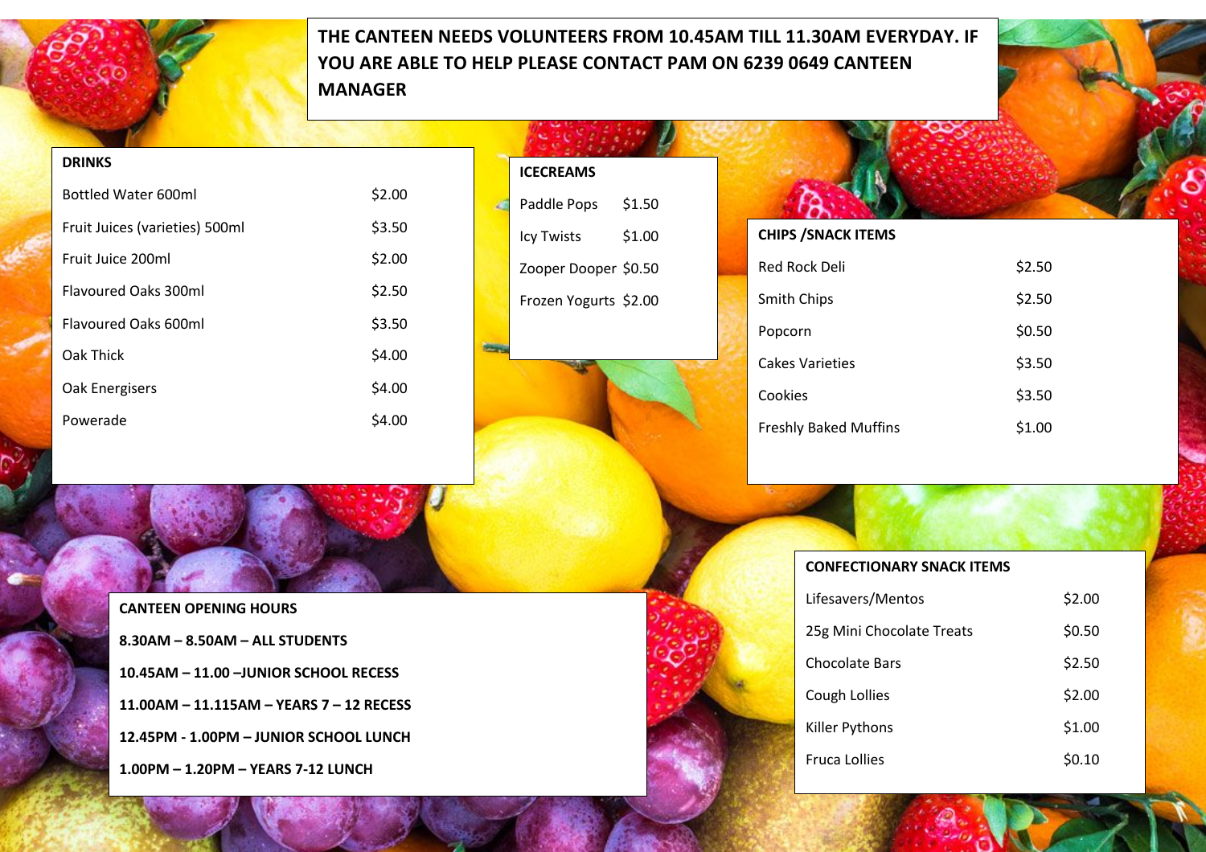**THE CANTEEN NEEDS VOLUNTEERS FROM 10.45AM TILL 11.30AM EVERYDAY. IF YOU ARE ABLE TO HELP PLEASE CONTACT PAM ON 6239 0649 CANTEEN MANAGER**

| DRINKS | |
|---|---|
| Bottled Water 600ml | $2.00 |
| Fruit Juices (varieties) 500ml | $3.50 |
| Fruit Juice 200ml | $2.00 |
| Flavoured Oaks 300ml | $2.50 |
| Flavoured Oaks 600ml | $3.50 |
| Oak Thick | $4.00 |
| Oak Energisers | $4.00 |
| Powerade | $4.00 |

| ICECREAMS | |
|---|---|
| Paddle Pops | $1.50 |
| Icy Twists | $1.00 |
| Zooper Dooper | $0.50 |
| Frozen Yogurts | $2.00 |

| CHIPS /SNACK ITEMS | |
|---|---|
| Red Rock Deli | $2.50 |
| Smith Chips | $2.50 |
| Popcorn | $0.50 |
| Cakes Varieties | $3.50 |
| Cookies | $3.50 |
| Freshly Baked Muffins | $1.00 |

**CANTEEN OPENING HOURS**

**8.30AM – 8.50AM – ALL STUDENTS**

**10.45AM – 11.00 –JUNIOR SCHOOL RECESS**

**11.00AM – 11.115AM – YEARS 7 – 12 RECESS**

**12.45PM - 1.00PM – JUNIOR SCHOOL LUNCH**

**1.00PM – 1.20PM – YEARS 7-12 LUNCH**

| CONFECTIONARY SNACK ITEMS | |
|---|---|
| Lifesavers/Mentos | $2.00 |
| 25g Mini Chocolate Treats | $0.50 |
| Chocolate Bars | $2.50 |
| Cough Lollies | $2.00 |
| Killer Pythons | $1.00 |
| Fruca Lollies | $0.10 |